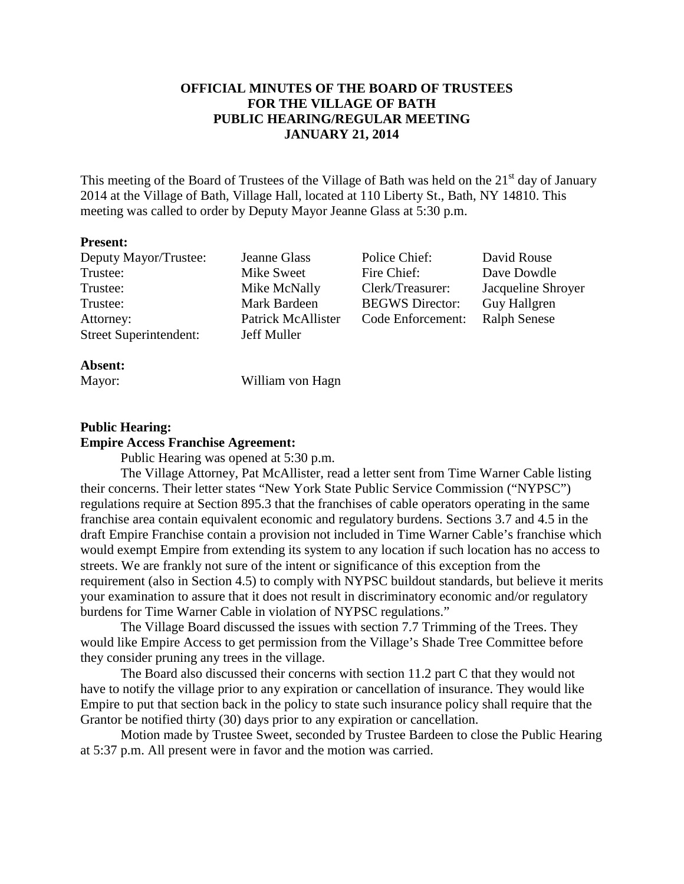# OFFICIAL MINUTES OF THE BOARD OF TRUSTEES FOR THE VILLAGE OF BATH PUBLIC HEARING/REGULAR MEETING JANUARY 21, 2014

This meeting of the Board of Trustees of the Village of Bath was held on the 21st day of January 2014 at the Village of Bath, Village Hall, located at 110 Liberty St., Bath, NY 14810. This meeting was called to order by Deputy Mayor Jeanne Glass at 5:30 p.m.

**Present:**

| | | | |
|---|---|---|---|
| Deputy Mayor/Trustee: | Jeanne Glass | Police Chief: | David Rouse |
| Trustee: | Mike Sweet | Fire Chief: | Dave Dowdle |
| Trustee: | Mike McNally | Clerk/Treasurer: | Jacqueline Shroyer |
| Trustee: | Mark Bardeen | BEGWS Director: | Guy Hallgren |
| Attorney: | Patrick McAllister | Code Enforcement: | Ralph Senese |
| Street Superintendent: | Jeff Muller | | |

**Absent:**

Mayor: William von Hagn

**Public Hearing:**

**Empire Access Franchise Agreement:**

Public Hearing was opened at 5:30 p.m.

The Village Attorney, Pat McAllister, read a letter sent from Time Warner Cable listing their concerns. Their letter states "New York State Public Service Commission ("NYPSC") regulations require at Section 895.3 that the franchises of cable operators operating in the same franchise area contain equivalent economic and regulatory burdens. Sections 3.7 and 4.5 in the draft Empire Franchise contain a provision not included in Time Warner Cable's franchise which would exempt Empire from extending its system to any location if such location has no access to streets. We are frankly not sure of the intent or significance of this exception from the requirement (also in Section 4.5) to comply with NYPSC buildout standards, but believe it merits your examination to assure that it does not result in discriminatory economic and/or regulatory burdens for Time Warner Cable in violation of NYPSC regulations."

The Village Board discussed the issues with section 7.7 Trimming of the Trees. They would like Empire Access to get permission from the Village's Shade Tree Committee before they consider pruning any trees in the village.

The Board also discussed their concerns with section 11.2 part C that they would not have to notify the village prior to any expiration or cancellation of insurance. They would like Empire to put that section back in the policy to state such insurance policy shall require that the Grantor be notified thirty (30) days prior to any expiration or cancellation.

Motion made by Trustee Sweet, seconded by Trustee Bardeen to close the Public Hearing at 5:37 p.m. All present were in favor and the motion was carried.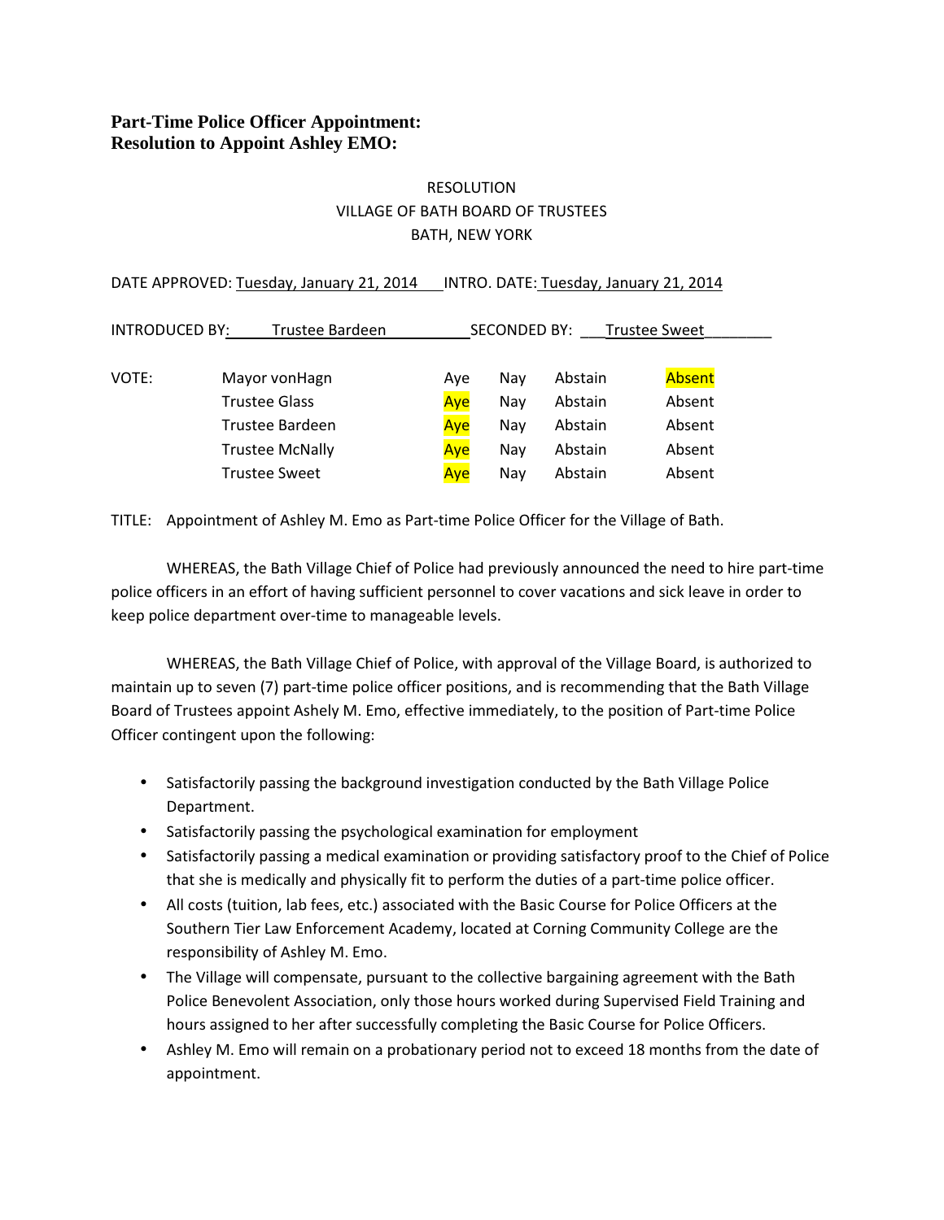**Part-Time Police Officer Appointment:**
**Resolution to Appoint Ashley EMO:**

RESOLUTION
VILLAGE OF BATH BOARD OF TRUSTEES
BATH, NEW YORK

DATE APPROVED: Tuesday, January 21, 2014 INTRO. DATE: Tuesday, January 21, 2014

INTRODUCED BY: Trustee Bardeen SECONDED BY: Trustee Sweet

| VOTE: | | | | | |
|---|---|---|---|---|---|
| | Mayor vonHagn | Aye | Nay | Abstain | **Absent** |
| | Trustee Glass | **Aye** | Nay | Abstain | Absent |
| | Trustee Bardeen | **Aye** | Nay | Abstain | Absent |
| | Trustee McNally | **Aye** | Nay | Abstain | Absent |
| | Trustee Sweet | **Aye** | Nay | Abstain | Absent |

TITLE: Appointment of Ashley M. Emo as Part-time Police Officer for the Village of Bath.

WHEREAS, the Bath Village Chief of Police had previously announced the need to hire part-time police officers in an effort of having sufficient personnel to cover vacations and sick leave in order to keep police department over-time to manageable levels.

WHEREAS, the Bath Village Chief of Police, with approval of the Village Board, is authorized to maintain up to seven (7) part-time police officer positions, and is recommending that the Bath Village Board of Trustees appoint Ashely M. Emo, effective immediately, to the position of Part-time Police Officer contingent upon the following:

- Satisfactorily passing the background investigation conducted by the Bath Village Police Department.
- Satisfactorily passing the psychological examination for employment
- Satisfactorily passing a medical examination or providing satisfactory proof to the Chief of Police that she is medically and physically fit to perform the duties of a part-time police officer.
- All costs (tuition, lab fees, etc.) associated with the Basic Course for Police Officers at the Southern Tier Law Enforcement Academy, located at Corning Community College are the responsibility of Ashley M. Emo.
- The Village will compensate, pursuant to the collective bargaining agreement with the Bath Police Benevolent Association, only those hours worked during Supervised Field Training and hours assigned to her after successfully completing the Basic Course for Police Officers.
- Ashley M. Emo will remain on a probationary period not to exceed 18 months from the date of appointment.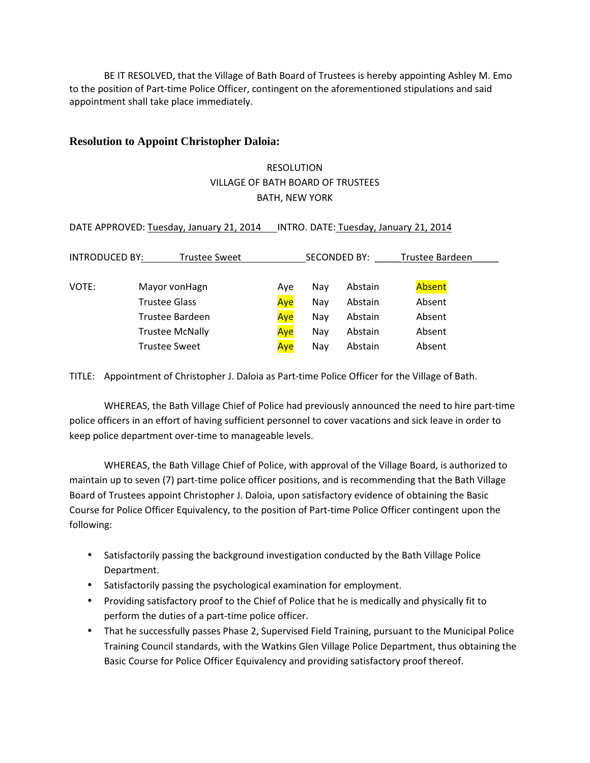BE IT RESOLVED, that the Village of Bath Board of Trustees is hereby appointing Ashley M. Emo to the position of Part-time Police Officer, contingent on the aforementioned stipulations and said appointment shall take place immediately.

### Resolution to Appoint Christopher Daloia:

RESOLUTION
VILLAGE OF BATH BOARD OF TRUSTEES
BATH, NEW YORK

DATE APPROVED: Tuesday, January 21, 2014 INTRO. DATE: Tuesday, January 21, 2014

INTRODUCED BY: Trustee Sweet SECONDED BY: Trustee Bardeen

| VOTE: | | | | | |
|---|---|---|---|---|---|
| | Mayor vonHagn | Aye | Nay | Abstain | **Absent** |
| | Trustee Glass | **Aye** | Nay | Abstain | Absent |
| | Trustee Bardeen | **Aye** | Nay | Abstain | Absent |
| | Trustee McNally | **Aye** | Nay | Abstain | Absent |
| | Trustee Sweet | **Aye** | Nay | Abstain | Absent |

TITLE: Appointment of Christopher J. Daloia as Part-time Police Officer for the Village of Bath.

WHEREAS, the Bath Village Chief of Police had previously announced the need to hire part-time police officers in an effort of having sufficient personnel to cover vacations and sick leave in order to keep police department over-time to manageable levels.

WHEREAS, the Bath Village Chief of Police, with approval of the Village Board, is authorized to maintain up to seven (7) part-time police officer positions, and is recommending that the Bath Village Board of Trustees appoint Christopher J. Daloia, upon satisfactory evidence of obtaining the Basic Course for Police Officer Equivalency, to the position of Part-time Police Officer contingent upon the following:

- Satisfactorily passing the background investigation conducted by the Bath Village Police Department.
- Satisfactorily passing the psychological examination for employment.
- Providing satisfactory proof to the Chief of Police that he is medically and physically fit to perform the duties of a part-time police officer.
- That he successfully passes Phase 2, Supervised Field Training, pursuant to the Municipal Police Training Council standards, with the Watkins Glen Village Police Department, thus obtaining the Basic Course for Police Officer Equivalency and providing satisfactory proof thereof.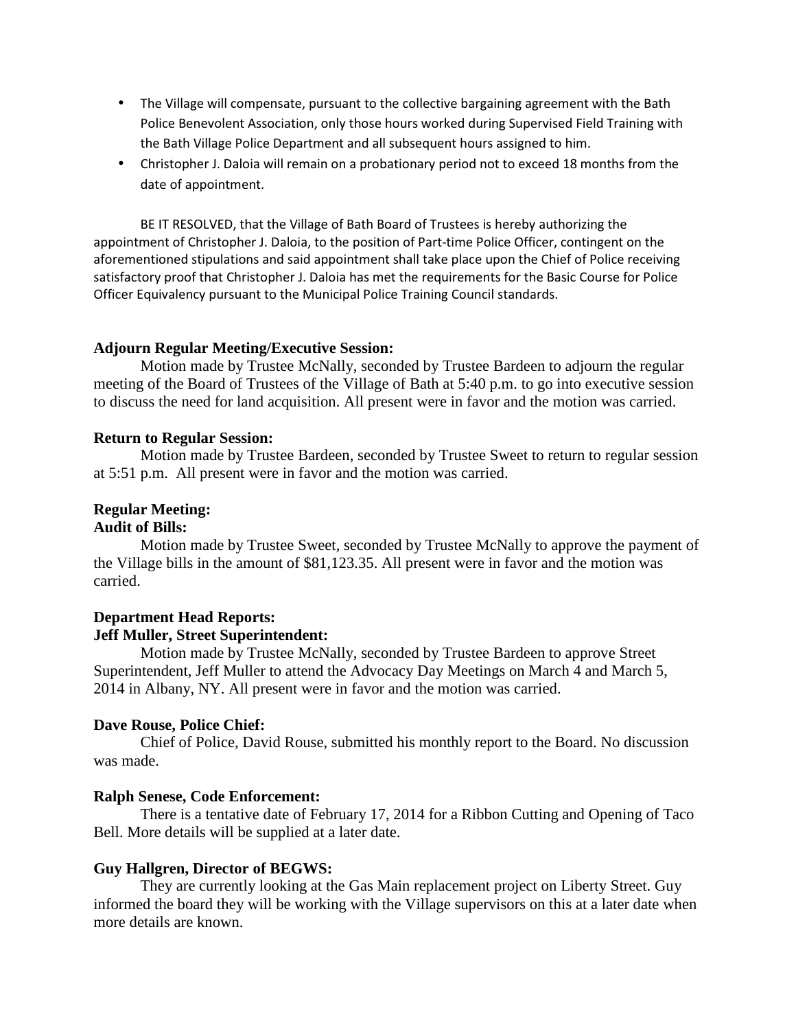- The Village will compensate, pursuant to the collective bargaining agreement with the Bath Police Benevolent Association, only those hours worked during Supervised Field Training with the Bath Village Police Department and all subsequent hours assigned to him.
- Christopher J. Daloia will remain on a probationary period not to exceed 18 months from the date of appointment.

BE IT RESOLVED, that the Village of Bath Board of Trustees is hereby authorizing the appointment of Christopher J. Daloia, to the position of Part-time Police Officer, contingent on the aforementioned stipulations and said appointment shall take place upon the Chief of Police receiving satisfactory proof that Christopher J. Daloia has met the requirements for the Basic Course for Police Officer Equivalency pursuant to the Municipal Police Training Council standards.

**Adjourn Regular Meeting/Executive Session:**

Motion made by Trustee McNally, seconded by Trustee Bardeen to adjourn the regular meeting of the Board of Trustees of the Village of Bath at 5:40 p.m. to go into executive session to discuss the need for land acquisition. All present were in favor and the motion was carried.

**Return to Regular Session:**

Motion made by Trustee Bardeen, seconded by Trustee Sweet to return to regular session at 5:51 p.m. All present were in favor and the motion was carried.

**Regular Meeting:**

**Audit of Bills:**

Motion made by Trustee Sweet, seconded by Trustee McNally to approve the payment of the Village bills in the amount of $81,123.35. All present were in favor and the motion was carried.

**Department Head Reports:**

**Jeff Muller, Street Superintendent:**

Motion made by Trustee McNally, seconded by Trustee Bardeen to approve Street Superintendent, Jeff Muller to attend the Advocacy Day Meetings on March 4 and March 5, 2014 in Albany, NY. All present were in favor and the motion was carried.

**Dave Rouse, Police Chief:**

Chief of Police, David Rouse, submitted his monthly report to the Board. No discussion was made.

**Ralph Senese, Code Enforcement:**

There is a tentative date of February 17, 2014 for a Ribbon Cutting and Opening of Taco Bell. More details will be supplied at a later date.

**Guy Hallgren, Director of BEGWS:**

They are currently looking at the Gas Main replacement project on Liberty Street. Guy informed the board they will be working with the Village supervisors on this at a later date when more details are known.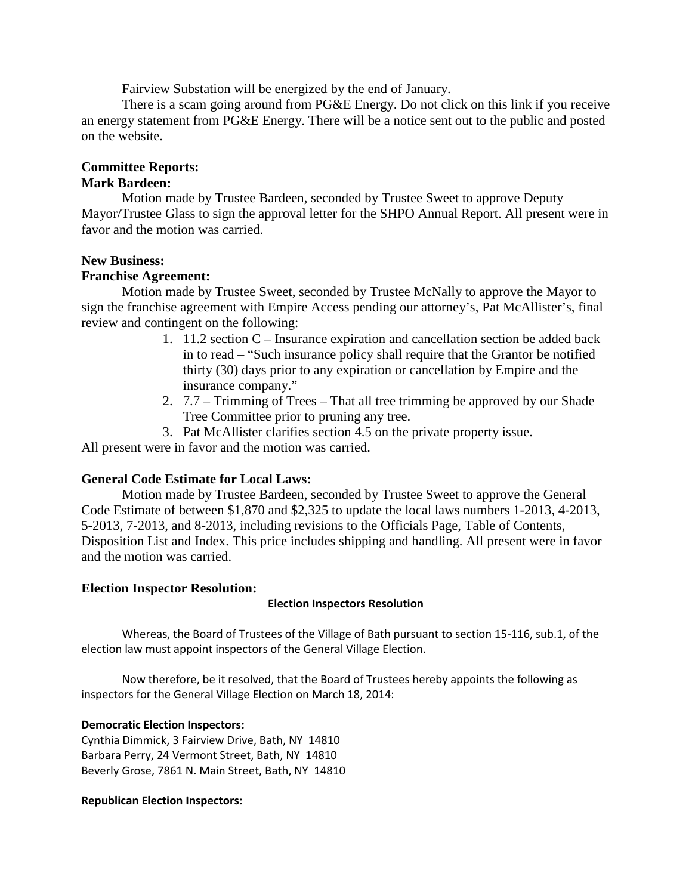Fairview Substation will be energized by the end of January.

There is a scam going around from PG&E Energy. Do not click on this link if you receive an energy statement from PG&E Energy. There will be a notice sent out to the public and posted on the website.

**Committee Reports:**

**Mark Bardeen:**

Motion made by Trustee Bardeen, seconded by Trustee Sweet to approve Deputy Mayor/Trustee Glass to sign the approval letter for the SHPO Annual Report. All present were in favor and the motion was carried.

**New Business:**

**Franchise Agreement:**

Motion made by Trustee Sweet, seconded by Trustee McNally to approve the Mayor to sign the franchise agreement with Empire Access pending our attorney's, Pat McAllister's, final review and contingent on the following:

1. 11.2 section C – Insurance expiration and cancellation section be added back in to read – "Such insurance policy shall require that the Grantor be notified thirty (30) days prior to any expiration or cancellation by Empire and the insurance company."
2. 7.7 – Trimming of Trees – That all tree trimming be approved by our Shade Tree Committee prior to pruning any tree.
3. Pat McAllister clarifies section 4.5 on the private property issue.

All present were in favor and the motion was carried.

**General Code Estimate for Local Laws:**

Motion made by Trustee Bardeen, seconded by Trustee Sweet to approve the General Code Estimate of between $1,870 and $2,325 to update the local laws numbers 1-2013, 4-2013, 5-2013, 7-2013, and 8-2013, including revisions to the Officials Page, Table of Contents, Disposition List and Index. This price includes shipping and handling. All present were in favor and the motion was carried.

**Election Inspector Resolution:**

**Election Inspectors Resolution**

Whereas, the Board of Trustees of the Village of Bath pursuant to section 15-116, sub.1, of the election law must appoint inspectors of the General Village Election.

Now therefore, be it resolved, that the Board of Trustees hereby appoints the following as inspectors for the General Village Election on March 18, 2014:

**Democratic Election Inspectors:**

Cynthia Dimmick, 3 Fairview Drive, Bath, NY 14810
Barbara Perry, 24 Vermont Street, Bath, NY 14810
Beverly Grose, 7861 N. Main Street, Bath, NY 14810

**Republican Election Inspectors:**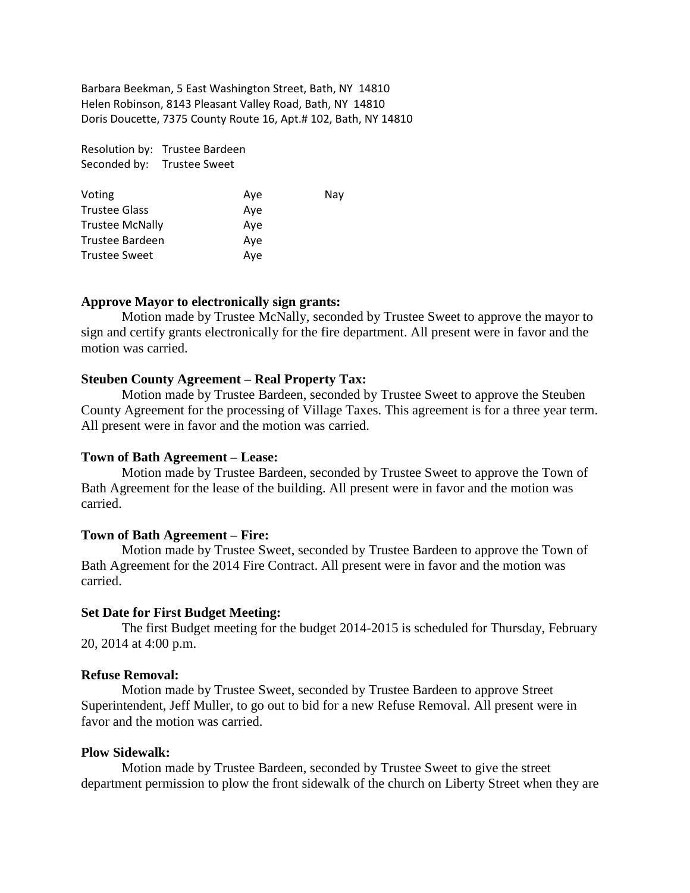Barbara Beekman, 5 East Washington Street, Bath, NY 14810
Helen Robinson, 8143 Pleasant Valley Road, Bath, NY 14810
Doris Doucette, 7375 County Route 16, Apt.# 102, Bath, NY 14810

Resolution by: Trustee Bardeen
Seconded by: Trustee Sweet

| Voting | Aye | Nay |
|---|---|---|
| Trustee Glass | Aye | |
| Trustee McNally | Aye | |
| Trustee Bardeen | Aye | |
| Trustee Sweet | Aye | |

**Approve Mayor to electronically sign grants:**

Motion made by Trustee McNally, seconded by Trustee Sweet to approve the mayor to sign and certify grants electronically for the fire department. All present were in favor and the motion was carried.

**Steuben County Agreement – Real Property Tax:**

Motion made by Trustee Bardeen, seconded by Trustee Sweet to approve the Steuben County Agreement for the processing of Village Taxes. This agreement is for a three year term. All present were in favor and the motion was carried.

**Town of Bath Agreement – Lease:**

Motion made by Trustee Bardeen, seconded by Trustee Sweet to approve the Town of Bath Agreement for the lease of the building. All present were in favor and the motion was carried.

**Town of Bath Agreement – Fire:**

Motion made by Trustee Sweet, seconded by Trustee Bardeen to approve the Town of Bath Agreement for the 2014 Fire Contract. All present were in favor and the motion was carried.

**Set Date for First Budget Meeting:**

The first Budget meeting for the budget 2014-2015 is scheduled for Thursday, February 20, 2014 at 4:00 p.m.

**Refuse Removal:**

Motion made by Trustee Sweet, seconded by Trustee Bardeen to approve Street Superintendent, Jeff Muller, to go out to bid for a new Refuse Removal. All present were in favor and the motion was carried.

**Plow Sidewalk:**

Motion made by Trustee Bardeen, seconded by Trustee Sweet to give the street department permission to plow the front sidewalk of the church on Liberty Street when they are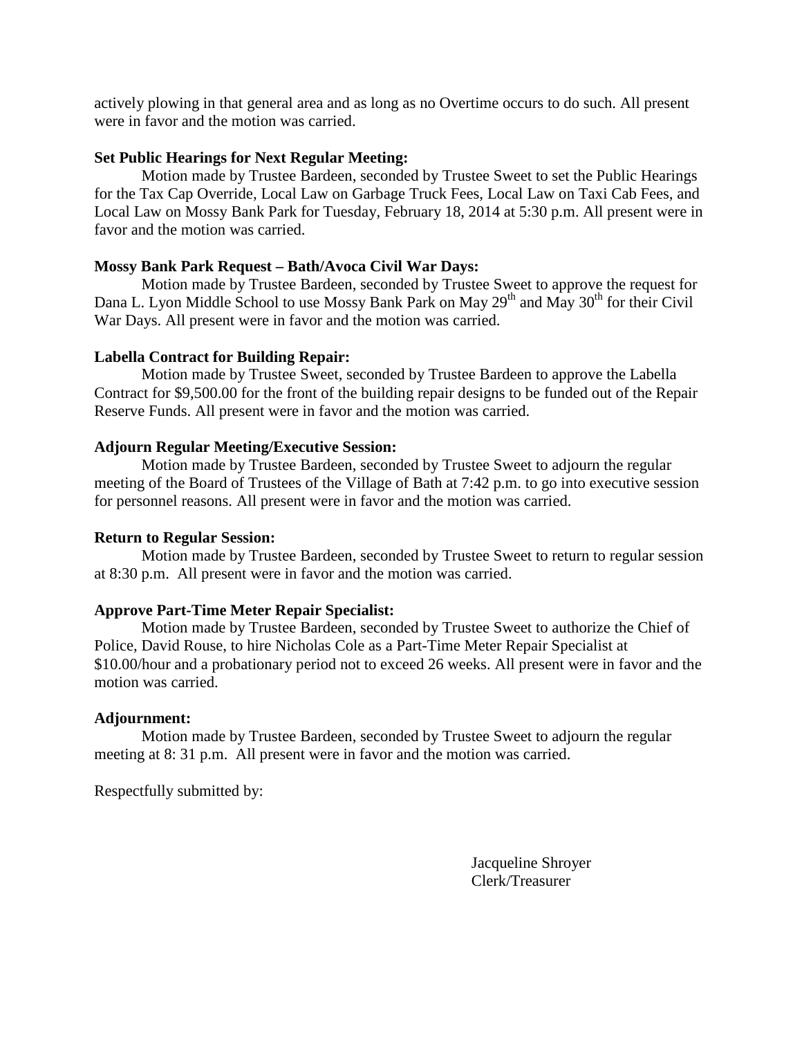actively plowing in that general area and as long as no Overtime occurs to do such. All present were in favor and the motion was carried.

**Set Public Hearings for Next Regular Meeting:**

Motion made by Trustee Bardeen, seconded by Trustee Sweet to set the Public Hearings for the Tax Cap Override, Local Law on Garbage Truck Fees, Local Law on Taxi Cab Fees, and Local Law on Mossy Bank Park for Tuesday, February 18, 2014 at 5:30 p.m. All present were in favor and the motion was carried.

**Mossy Bank Park Request – Bath/Avoca Civil War Days:**

Motion made by Trustee Bardeen, seconded by Trustee Sweet to approve the request for Dana L. Lyon Middle School to use Mossy Bank Park on May 29th and May 30th for their Civil War Days. All present were in favor and the motion was carried.

**Labella Contract for Building Repair:**

Motion made by Trustee Sweet, seconded by Trustee Bardeen to approve the Labella Contract for $9,500.00 for the front of the building repair designs to be funded out of the Repair Reserve Funds. All present were in favor and the motion was carried.

**Adjourn Regular Meeting/Executive Session:**

Motion made by Trustee Bardeen, seconded by Trustee Sweet to adjourn the regular meeting of the Board of Trustees of the Village of Bath at 7:42 p.m. to go into executive session for personnel reasons. All present were in favor and the motion was carried.

**Return to Regular Session:**

Motion made by Trustee Bardeen, seconded by Trustee Sweet to return to regular session at 8:30 p.m. All present were in favor and the motion was carried.

**Approve Part-Time Meter Repair Specialist:**

Motion made by Trustee Bardeen, seconded by Trustee Sweet to authorize the Chief of Police, David Rouse, to hire Nicholas Cole as a Part-Time Meter Repair Specialist at $10.00/hour and a probationary period not to exceed 26 weeks. All present were in favor and the motion was carried.

**Adjournment:**

Motion made by Trustee Bardeen, seconded by Trustee Sweet to adjourn the regular meeting at 8: 31 p.m. All present were in favor and the motion was carried.

Respectfully submitted by:

Jacqueline Shroyer
Clerk/Treasurer